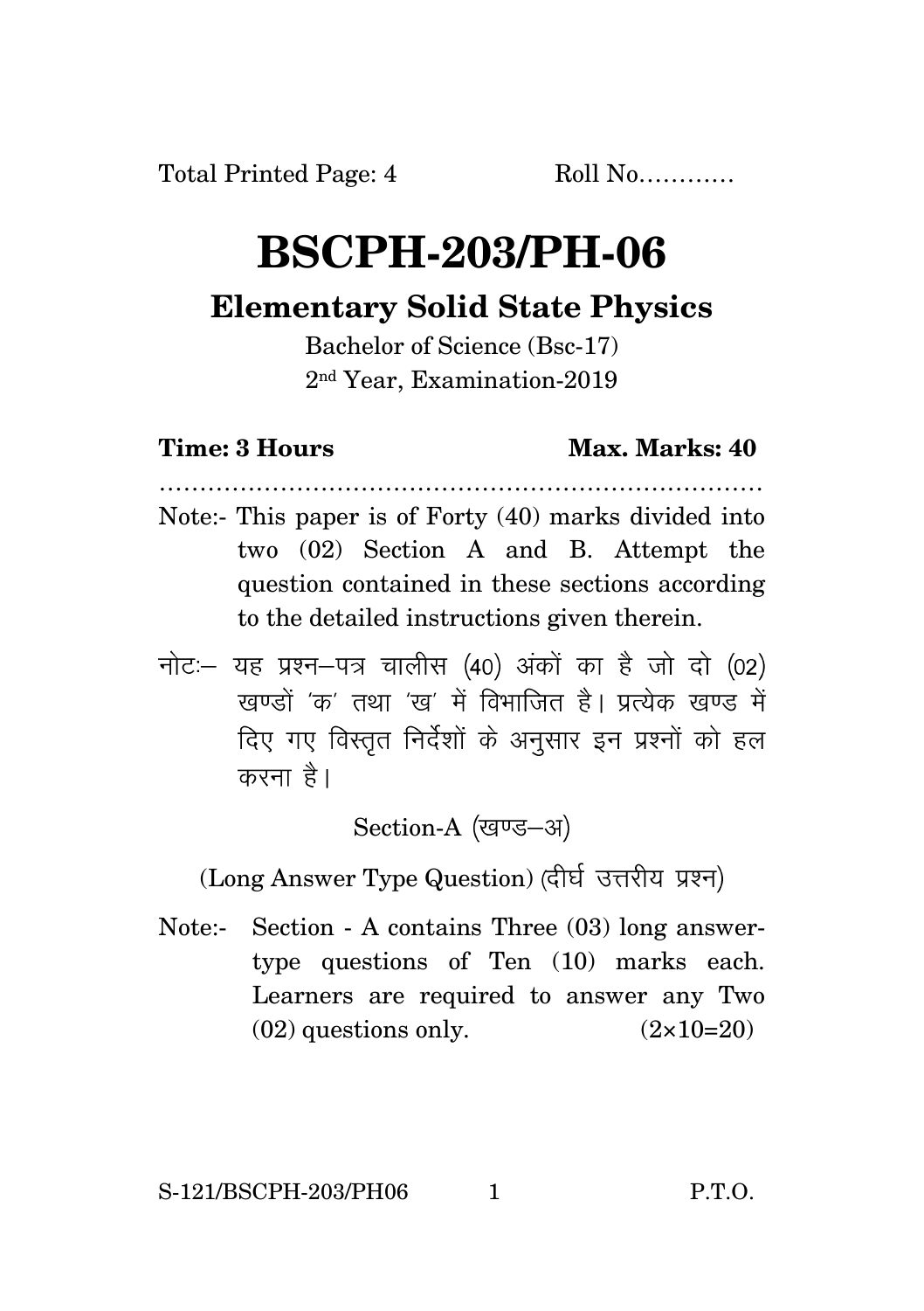Total Printed Page: 4 Roll No…………

# BSCPH-203/PH-06

## Elementary Solid State Physics

Bachelor of Science (Bsc-17)

2nd Year, Examination-2019

**Time: 3 Hours** **Max. Marks: 40**

…………………………………………………………………

Note:- This paper is of Forty (40) marks divided into two (02) Section A and B. Attempt the question contained in these sections according to the detailed instructions given therein.

नोटः– यह प्रश्न–पत्र चालीस (40) अंकों का है जो दो (02) खण्डों 'क' तथा 'ख' में विभाजित है। प्रत्येक खण्ड में दिए गए विस्तृत निर्देशों के अनुसार इन प्रश्नों को हल करना है।

Section-A (खण्ड–अ)

(Long Answer Type Question) (दीर्घ उत्तरीय प्रश्न)

Note:- Section - A contains Three (03) long answer-type questions of Ten (10) marks each. Learners are required to answer any Two (02) questions only. $(2\times10=20)$

S-121/BSCPH-203/PH06 P.T.O.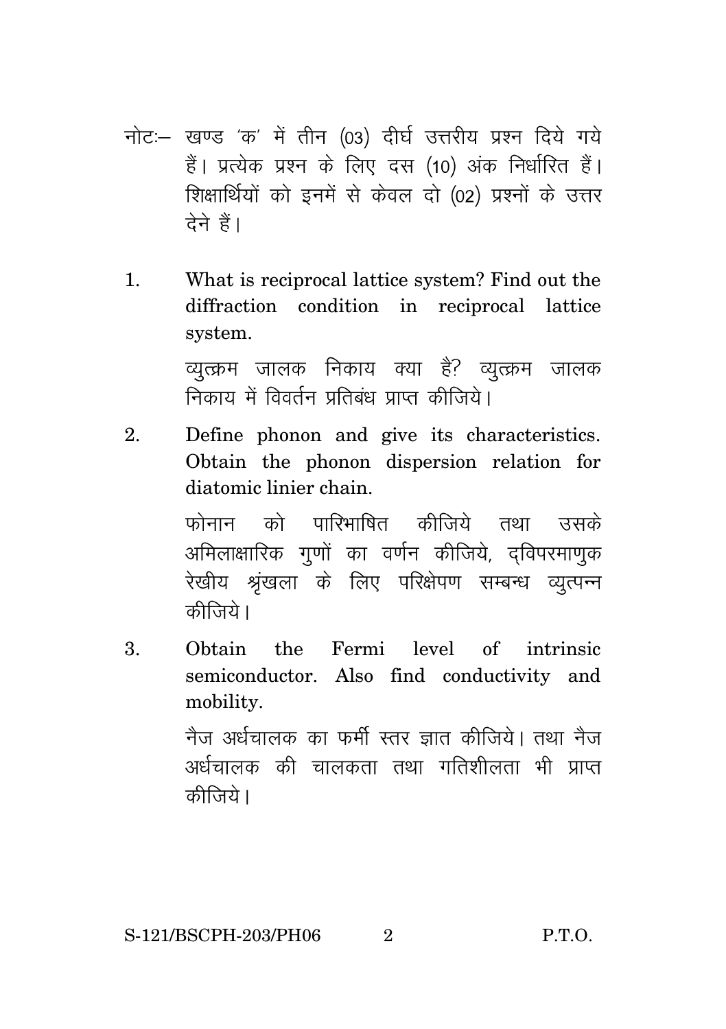नोटः– खण्ड 'क' में तीन (03) दीर्घ उत्तरीय प्रश्न दिये गये हैं। प्रत्येक प्रश्न के लिए दस (10) अंक निर्धारित हैं। शिक्षार्थियों को इनमें से केवल दो (02) प्रश्नों के उत्तर देने हैं।

1. What is reciprocal lattice system? Find out the diffraction condition in reciprocal lattice system.

   व्युत्क्रम जालक निकाय क्या है? व्युत्क्रम जालक निकाय में विवर्तन प्रतिबंध प्राप्त कीजिये।

2. Define phonon and give its characteristics. Obtain the phonon dispersion relation for diatomic linier chain.

   फोनान को पारिभाषित कीजिये तथा उसके अमिलाक्षारिक गुणों का वर्णन कीजिये, द्विपरमाणुक रेखीय श्रृंखला के लिए परिक्षेपण सम्बन्ध व्युत्पन्न कीजिये।

3. Obtain the Fermi level of intrinsic semiconductor. Also find conductivity and mobility.

   नैज अर्धचालक का फर्मी स्तर ज्ञात कीजिये। तथा नैज अर्धचालक की चालकता तथा गतिशीलता भी प्राप्त कीजिये।

S-121/BSCPH-203/PH06 P.T.O.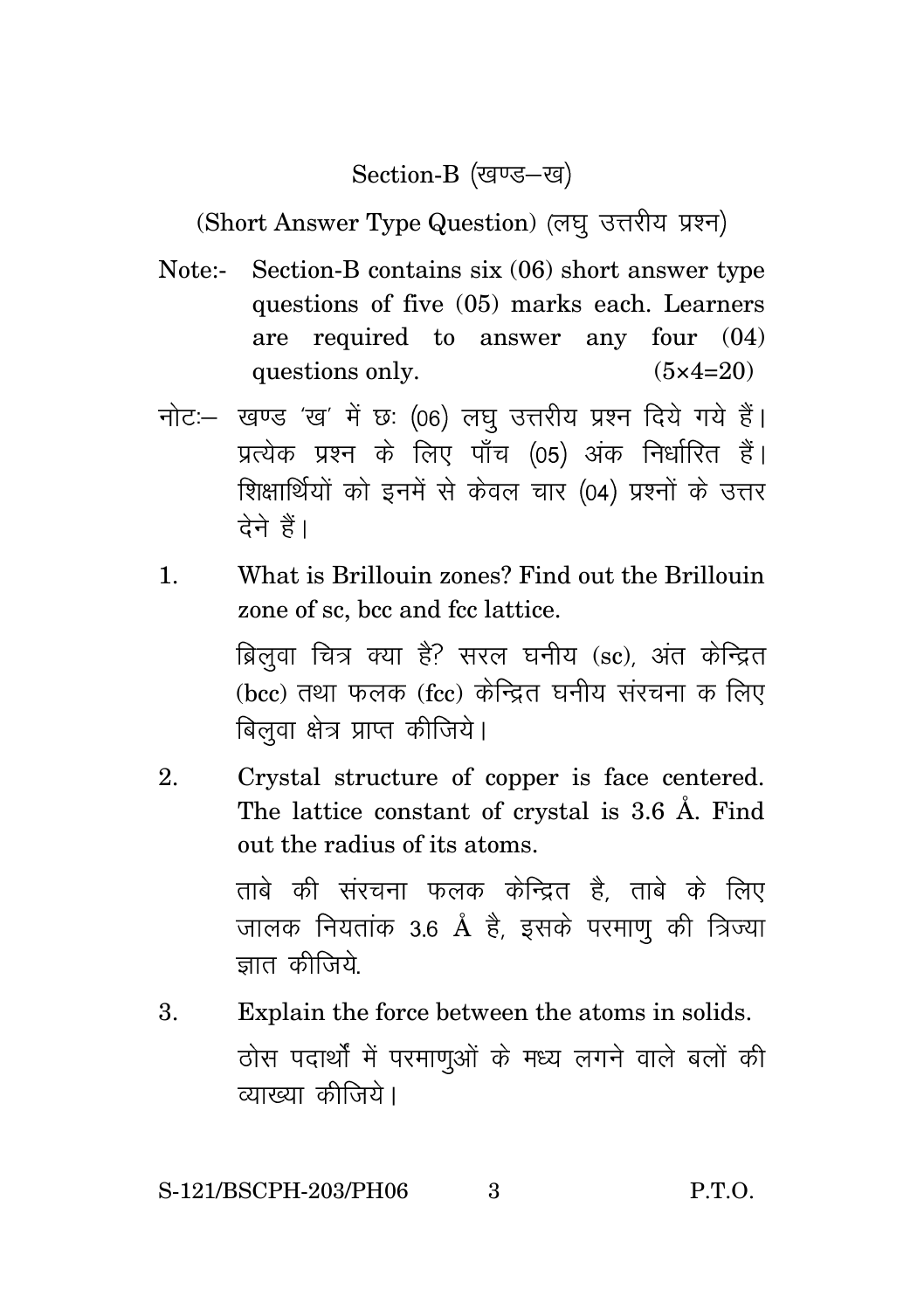## Section-B (खण्ड–ख)

(Short Answer Type Question) (लघु उत्तरीय प्रश्न)

Note:- Section-B contains six (06) short answer type questions of five (05) marks each. Learners are required to answer any four (04) questions only. (5×4=20)

नोटः– खण्ड 'ख' में छः (06) लघु उत्तरीय प्रश्न दिये गये हैं। प्रत्येक प्रश्न के लिए पाँच (05) अंक निर्धारित हैं। शिक्षार्थियों को इनमें से केवल चार (04) प्रश्नों के उत्तर देने हैं।

1. What is Brillouin zones? Find out the Brillouin zone of sc, bcc and fcc lattice.

   ब्रिलुवा चित्र क्या है? सरल घनीय (sc), अंत केन्द्रित (bcc) तथा फलक (fcc) केन्द्रित घनीय संरचना क लिए बिलुवा क्षेत्र प्राप्त कीजिये।

2. Crystal structure of copper is face centered. The lattice constant of crystal is 3.6 Å. Find out the radius of its atoms.

   ताबे की संरचना फलक केन्द्रित है, ताबे के लिए जालक नियतांक 3.6 Å है, इसके परमाणु की त्रिज्या ज्ञात कीजिये.

3. Explain the force between the atoms in solids.

   ठोस पदार्थों में परमाणुओं के मध्य लगने वाले बलों की व्याख्या कीजिये।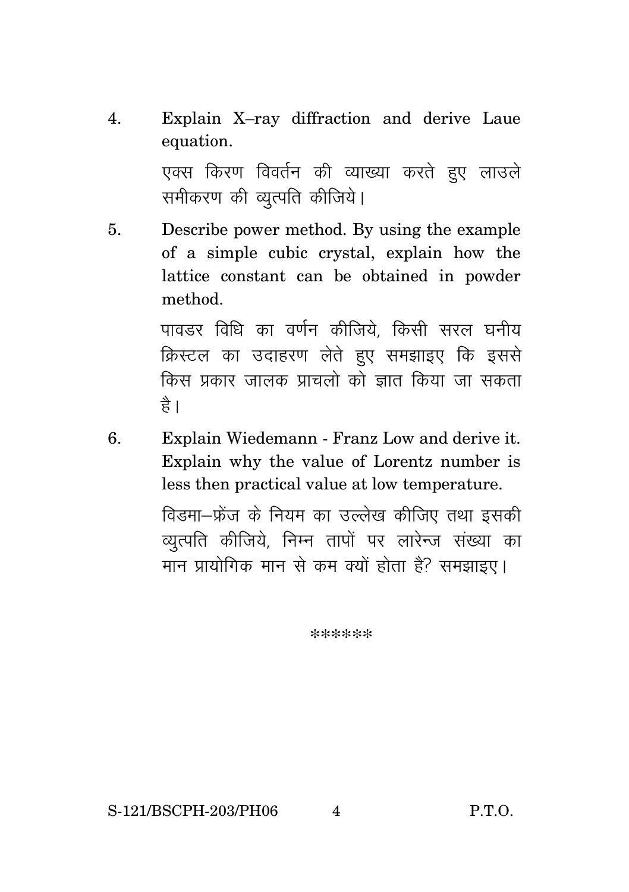4. Explain X–ray diffraction and derive Laue equation.

   एक्स किरण विवर्तन की व्याख्या करते हुए लाउले समीकरण की व्युत्पति कीजिये।

5. Describe power method. By using the example of a simple cubic crystal, explain how the lattice constant can be obtained in powder method.

   पावडर विधि का वर्णन कीजिये, किसी सरल घनीय क्रिस्टल का उदाहरण लेते हुए समझाइए कि इससे किस प्रकार जालक प्राचलो को ज्ञात किया जा सकता है।

6. Explain Wiedemann - Franz Low and derive it. Explain why the value of Lorentz number is less then practical value at low temperature.

   विडमा–फ्रेंज के नियम का उल्लेख कीजिए तथा इसकी व्युत्पति कीजिये, निम्न तापों पर लारेन्ज संख्या का मान प्रायोगिक मान से कम क्यों होता है? समझाइए।

******

S-121/BSCPH-203/PH06 P.T.O.